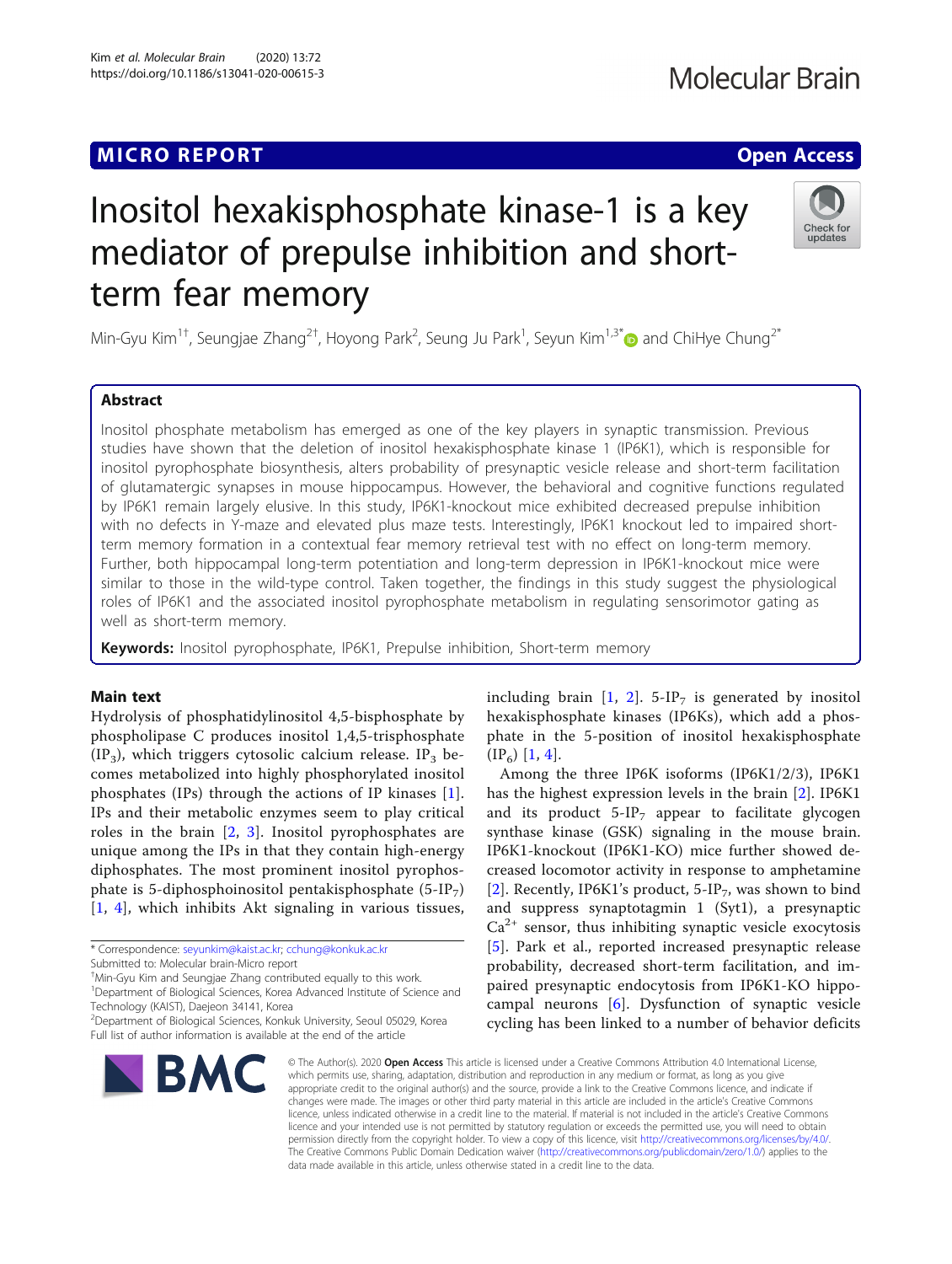MICRO REPORT

Open Access

# Inositol hexakisphosphate kinase-1 is a key mediator of prepulse inhibition and short-term fear memory

Min-Gyu Kim[1†], Seungjae Zhang[2†], Hoyong Park[2], Seung Ju Park[1], Seyun Kim[1,3*] and ChiHye Chung[2*]

## Abstract

Inositol phosphate metabolism has emerged as one of the key players in synaptic transmission. Previous studies have shown that the deletion of inositol hexakisphosphate kinase 1 (IP6K1), which is responsible for inositol pyrophosphate biosynthesis, alters probability of presynaptic vesicle release and short-term facilitation of glutamatergic synapses in mouse hippocampus. However, the behavioral and cognitive functions regulated by IP6K1 remain largely elusive. In this study, IP6K1-knockout mice exhibited decreased prepulse inhibition with no defects in Y-maze and elevated plus maze tests. Interestingly, IP6K1 knockout led to impaired short-term memory formation in a contextual fear memory retrieval test with no effect on long-term memory. Further, both hippocampal long-term potentiation and long-term depression in IP6K1-knockout mice were similar to those in the wild-type control. Taken together, the findings in this study suggest the physiological roles of IP6K1 and the associated inositol pyrophosphate metabolism in regulating sensorimotor gating as well as short-term memory.

**Keywords:** Inositol pyrophosphate, IP6K1, Prepulse inhibition, Short-term memory

## Main text

Hydrolysis of phosphatidylinositol 4,5-bisphosphate by phospholipase C produces inositol 1,4,5-trisphosphate ($IP_3$), which triggers cytosolic calcium release. $IP_3$ becomes metabolized into highly phosphorylated inositol phosphates (IPs) through the actions of IP kinases [1]. IPs and their metabolic enzymes seem to play critical roles in the brain [2, 3]. Inositol pyrophosphates are unique among the IPs in that they contain high-energy diphosphates. The most prominent inositol pyrophosphate is 5-diphosphoinositol pentakisphosphate (5-$IP_7$) [1, 4], which inhibits Akt signaling in various tissues, including brain [1, 2]. 5-$IP_7$ is generated by inositol hexakisphosphate kinases (IP6Ks), which add a phosphate in the 5-position of inositol hexakisphosphate ($IP_6$) [1, 4].

Among the three IP6K isoforms (IP6K1/2/3), IP6K1 has the highest expression levels in the brain [2]. IP6K1 and its product 5-$IP_7$ appear to facilitate glycogen synthase kinase (GSK) signaling in the mouse brain. IP6K1-knockout (IP6K1-KO) mice further showed decreased locomotor activity in response to amphetamine [2]. Recently, IP6K1's product, 5-$IP_7$, was shown to bind and suppress synaptotagmin 1 (Syt1), a presynaptic $Ca^{2+}$ sensor, thus inhibiting synaptic vesicle exocytosis [5]. Park et al., reported increased presynaptic release probability, decreased short-term facilitation, and impaired presynaptic endocytosis from IP6K1-KO hippocampal neurons [6]. Dysfunction of synaptic vesicle cycling has been linked to a number of behavior deficits

\* Correspondence: seyunkim@kaist.ac.kr; cchung@konkuk.ac.kr
Submitted to: Molecular brain-Micro report
†Min-Gyu Kim and Seungjae Zhang contributed equally to this work.
[1]Department of Biological Sciences, Korea Advanced Institute of Science and Technology (KAIST), Daejeon 34141, Korea
[2]Department of Biological Sciences, Konkuk University, Seoul 05029, Korea
Full list of author information is available at the end of the article

© The Author(s). 2020 **Open Access** This article is licensed under a Creative Commons Attribution 4.0 International License, which permits use, sharing, adaptation, distribution and reproduction in any medium or format, as long as you give appropriate credit to the original author(s) and the source, provide a link to the Creative Commons licence, and indicate if changes were made. The images or other third party material in this article are included in the article's Creative Commons licence, unless indicated otherwise in a credit line to the material. If material is not included in the article's Creative Commons licence and your intended use is not permitted by statutory regulation or exceeds the permitted use, you will need to obtain permission directly from the copyright holder. To view a copy of this licence, visit http://creativecommons.org/licenses/by/4.0/. The Creative Commons Public Domain Dedication waiver (http://creativecommons.org/publicdomain/zero/1.0/) applies to the data made available in this article, unless otherwise stated in a credit line to the data.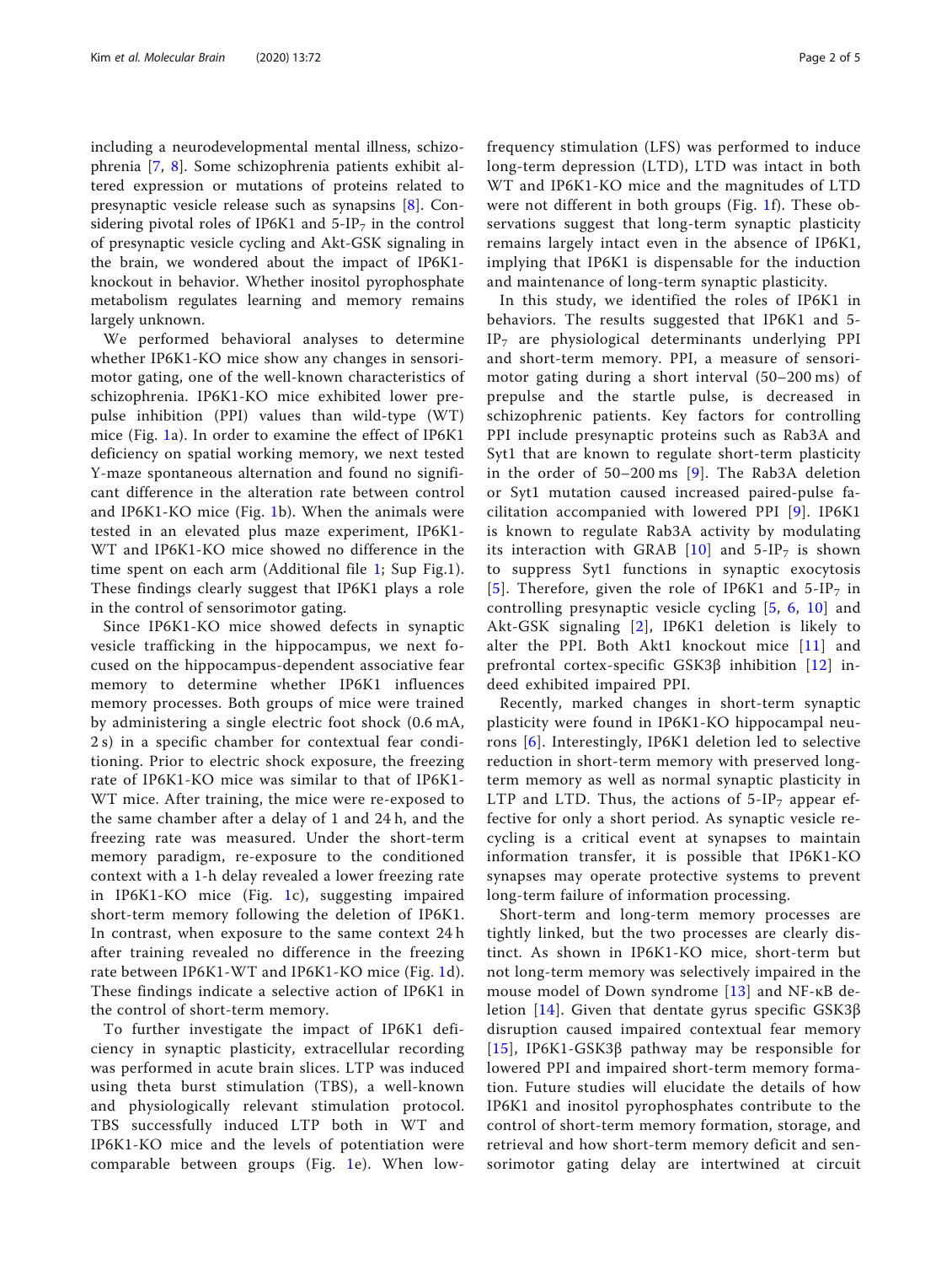including a neurodevelopmental mental illness, schizophrenia [7, 8]. Some schizophrenia patients exhibit altered expression or mutations of proteins related to presynaptic vesicle release such as synapsins [8]. Considering pivotal roles of IP6K1 and 5-$IP_7$ in the control of presynaptic vesicle cycling and Akt-GSK signaling in the brain, we wondered about the impact of IP6K1-knockout in behavior. Whether inositol pyrophosphate metabolism regulates learning and memory remains largely unknown.

We performed behavioral analyses to determine whether IP6K1-KO mice show any changes in sensorimotor gating, one of the well-known characteristics of schizophrenia. IP6K1-KO mice exhibited lower prepulse inhibition (PPI) values than wild-type (WT) mice (Fig. 1a). In order to examine the effect of IP6K1 deficiency on spatial working memory, we next tested Y-maze spontaneous alternation and found no significant difference in the alteration rate between control and IP6K1-KO mice (Fig. 1b). When the animals were tested in an elevated plus maze experiment, IP6K1-WT and IP6K1-KO mice showed no difference in the time spent on each arm (Additional file 1; Sup Fig.1). These findings clearly suggest that IP6K1 plays a role in the control of sensorimotor gating.

Since IP6K1-KO mice showed defects in synaptic vesicle trafficking in the hippocampus, we next focused on the hippocampus-dependent associative fear memory to determine whether IP6K1 influences memory processes. Both groups of mice were trained by administering a single electric foot shock (0.6 mA, 2 s) in a specific chamber for contextual fear conditioning. Prior to electric shock exposure, the freezing rate of IP6K1-KO mice was similar to that of IP6K1-WT mice. After training, the mice were re-exposed to the same chamber after a delay of 1 and 24 h, and the freezing rate was measured. Under the short-term memory paradigm, re-exposure to the conditioned context with a 1-h delay revealed a lower freezing rate in IP6K1-KO mice (Fig. 1c), suggesting impaired short-term memory following the deletion of IP6K1. In contrast, when exposure to the same context 24 h after training revealed no difference in the freezing rate between IP6K1-WT and IP6K1-KO mice (Fig. 1d). These findings indicate a selective action of IP6K1 in the control of short-term memory.

To further investigate the impact of IP6K1 deficiency in synaptic plasticity, extracellular recording was performed in acute brain slices. LTP was induced using theta burst stimulation (TBS), a well-known and physiologically relevant stimulation protocol. TBS successfully induced LTP both in WT and IP6K1-KO mice and the levels of potentiation were comparable between groups (Fig. 1e). When low-frequency stimulation (LFS) was performed to induce long-term depression (LTD), LTD was intact in both WT and IP6K1-KO mice and the magnitudes of LTD were not different in both groups (Fig. 1f). These observations suggest that long-term synaptic plasticity remains largely intact even in the absence of IP6K1, implying that IP6K1 is dispensable for the induction and maintenance of long-term synaptic plasticity.

In this study, we identified the roles of IP6K1 in behaviors. The results suggested that IP6K1 and 5-$IP_7$ are physiological determinants underlying PPI and short-term memory. PPI, a measure of sensorimotor gating during a short interval (50–200 ms) of prepulse and the startle pulse, is decreased in schizophrenic patients. Key factors for controlling PPI include presynaptic proteins such as Rab3A and Syt1 that are known to regulate short-term plasticity in the order of 50–200 ms [9]. The Rab3A deletion or Syt1 mutation caused increased paired-pulse facilitation accompanied with lowered PPI [9]. IP6K1 is known to regulate Rab3A activity by modulating its interaction with GRAB [10] and 5-$IP_7$ is shown to suppress Syt1 functions in synaptic exocytosis [5]. Therefore, given the role of IP6K1 and 5-$IP_7$ in controlling presynaptic vesicle cycling [5, 6, 10] and Akt-GSK signaling [2], IP6K1 deletion is likely to alter the PPI. Both Akt1 knockout mice [11] and prefrontal cortex-specific GSK3β inhibition [12] indeed exhibited impaired PPI.

Recently, marked changes in short-term synaptic plasticity were found in IP6K1-KO hippocampal neurons [6]. Interestingly, IP6K1 deletion led to selective reduction in short-term memory with preserved long-term memory as well as normal synaptic plasticity in LTP and LTD. Thus, the actions of 5-$IP_7$ appear effective for only a short period. As synaptic vesicle recycling is a critical event at synapses to maintain information transfer, it is possible that IP6K1-KO synapses may operate protective systems to prevent long-term failure of information processing.

Short-term and long-term memory processes are tightly linked, but the two processes are clearly distinct. As shown in IP6K1-KO mice, short-term but not long-term memory was selectively impaired in the mouse model of Down syndrome [13] and NF-κB deletion [14]. Given that dentate gyrus specific GSK3β disruption caused impaired contextual fear memory [15], IP6K1-GSK3β pathway may be responsible for lowered PPI and impaired short-term memory formation. Future studies will elucidate the details of how IP6K1 and inositol pyrophosphates contribute to the control of short-term memory formation, storage, and retrieval and how short-term memory deficit and sensorimotor gating delay are intertwined at circuit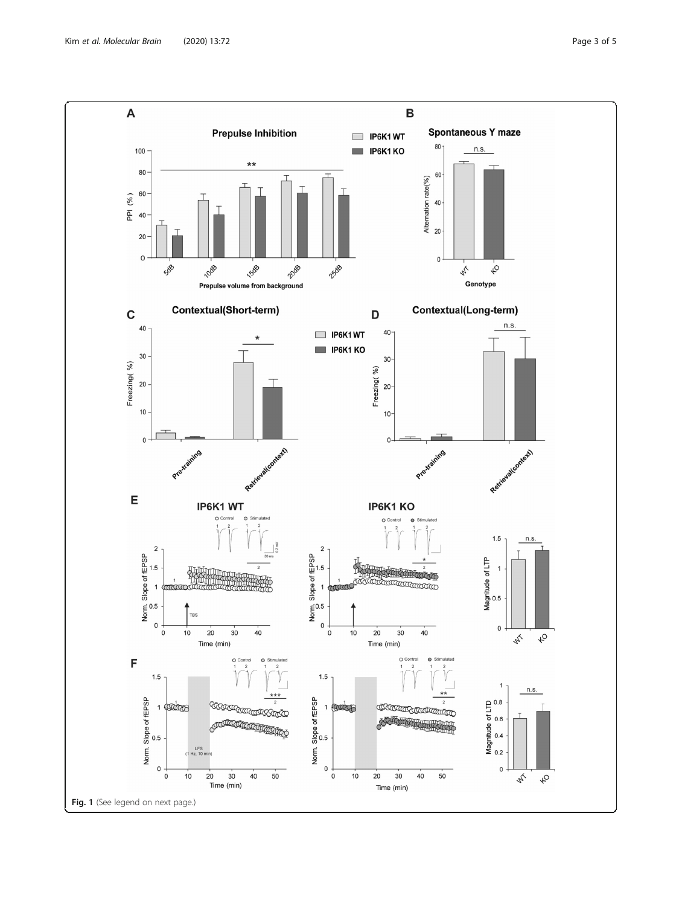Fig. 1 (See legend on next page.)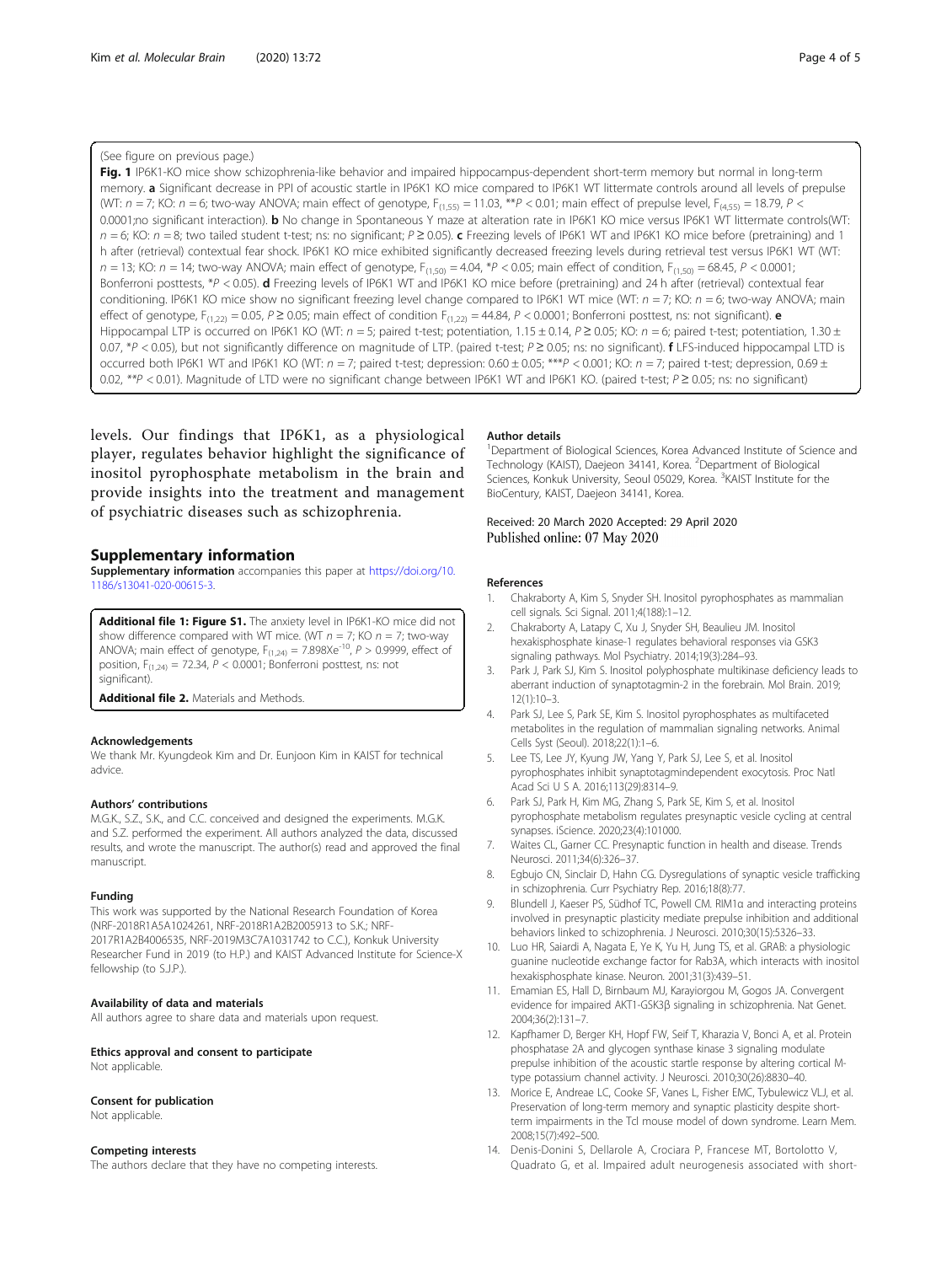(See figure on previous page.)

**Fig. 1** IP6K1-KO mice show schizophrenia-like behavior and impaired hippocampus-dependent short-term memory but normal in long-term memory. **a** Significant decrease in PPI of acoustic startle in IP6K1 KO mice compared to IP6K1 WT littermate controls around all levels of prepulse (WT: $n = 7$; KO: $n = 6$; two-way ANOVA; main effect of genotype, $F_{(1,55)} = 11.03$, $^{**}P < 0.01$; main effect of prepulse level, $F_{(4,55)} = 18.79$, $P < 0.0001$;no significant interaction). **b** No change in Spontaneous Y maze at alteration rate in IP6K1 KO mice versus IP6K1 WT littermate controls(WT: $n = 6$; KO: $n = 8$; two tailed student t-test; ns: no significant; $P \geq 0.05$). **c** Freezing levels of IP6K1 WT and IP6K1 KO mice before (pretraining) and 1 h after (retrieval) contextual fear shock. IP6K1 KO mice exhibited significantly decreased freezing levels during retrieval test versus IP6K1 WT (WT: $n = 13$; KO: $n = 14$; two-way ANOVA; main effect of genotype, $F_{(1,50)} = 4.04$, $^{*}P < 0.05$; main effect of condition, $F_{(1,50)} = 68.45$, $P < 0.0001$; Bonferroni posttests, $^{*}P < 0.05$). **d** Freezing levels of IP6K1 WT and IP6K1 KO mice before (pretraining) and 24 h after (retrieval) contextual fear conditioning. IP6K1 KO mice show no significant freezing level change compared to IP6K1 WT mice (WT: $n = 7$; KO: $n = 6$; two-way ANOVA; main effect of genotype, $F_{(1,22)} = 0.05$, $P \geq 0.05$; main effect of condition $F_{(1,22)} = 44.84$, $P < 0.0001$; Bonferroni posttest, ns: not significant). **e** Hippocampal LTP is occurred on IP6K1 KO (WT: $n = 5$; paired t-test; potentiation, $1.15 \pm 0.14$, $P \geq 0.05$; KO: $n = 6$; paired t-test; potentiation, $1.30 \pm 0.07$, $^{*}P < 0.05$), but not significantly difference on magnitude of LTP. (paired t-test; $P \geq 0.05$; ns: no significant). **f** LFS-induced hippocampal LTD is occurred both IP6K1 WT and IP6K1 KO (WT: $n = 7$; paired t-test; depression: $0.60 \pm 0.05$; $^{***}P < 0.001$; KO: $n = 7$; paired t-test; depression, $0.69 \pm 0.02$, $^{**}P < 0.01$). Magnitude of LTD were no significant change between IP6K1 WT and IP6K1 KO. (paired t-test; $P \geq 0.05$; ns: no significant)

levels. Our findings that IP6K1, as a physiological player, regulates behavior highlight the significance of inositol pyrophosphate metabolism in the brain and provide insights into the treatment and management of psychiatric diseases such as schizophrenia.

## Supplementary information

**Supplementary information** accompanies this paper at https://doi.org/10.1186/s13041-020-00615-3.

**Additional file 1: Figure S1.** The anxiety level in IP6K1-KO mice did not show difference compared with WT mice. (WT $n = 7$; KO $n = 7$; two-way ANOVA; main effect of genotype, $F_{(1,24)} = 7.898Xe^{-10}$, $P > 0.9999$, effect of position, $F_{(1,24)} = 72.34$, $P < 0.0001$; Bonferroni posttest, ns: not significant).

**Additional file 2.** Materials and Methods.

### Acknowledgements

We thank Mr. Kyungdeok Kim and Dr. Eunjoon Kim in KAIST for technical advice.

### Authors' contributions

M.G.K., S.Z., S.K., and C.C. conceived and designed the experiments. M.G.K. and S.Z. performed the experiment. All authors analyzed the data, discussed results, and wrote the manuscript. The author(s) read and approved the final manuscript.

### Funding

This work was supported by the National Research Foundation of Korea (NRF-2018R1A5A1024261, NRF-2018R1A2B2005913 to S.K.; NRF-2017R1A2B4006535, NRF-2019M3C7A1031742 to C.C.), Konkuk University Researcher Fund in 2019 (to H.P.) and KAIST Advanced Institute for Science-X fellowship (to S.J.P.).

### Availability of data and materials

All authors agree to share data and materials upon request.

### Ethics approval and consent to participate

Not applicable.

### Consent for publication

Not applicable.

### Competing interests

The authors declare that they have no competing interests.

### Author details

[1]Department of Biological Sciences, Korea Advanced Institute of Science and Technology (KAIST), Daejeon 34141, Korea. [2]Department of Biological Sciences, Konkuk University, Seoul 05029, Korea. [3]KAIST Institute for the BioCentury, KAIST, Daejeon 34141, Korea.

Received: 20 March 2020 Accepted: 29 April 2020
Published online: 07 May 2020

### References

1. Chakraborty A, Kim S, Snyder SH. Inositol pyrophosphates as mammalian cell signals. Sci Signal. 2011;4(188):1–12.
2. Chakraborty A, Latapy C, Xu J, Snyder SH, Beaulieu JM. Inositol hexakisphosphate kinase-1 regulates behavioral responses via GSK3 signaling pathways. Mol Psychiatry. 2014;19(3):284–93.
3. Park J, Park SJ, Kim S. Inositol polyphosphate multikinase deficiency leads to aberrant induction of synaptotagmin-2 in the forebrain. Mol Brain. 2019;12(1):10–3.
4. Park SJ, Lee S, Park SE, Kim S. Inositol pyrophosphates as multifaceted metabolites in the regulation of mammalian signaling networks. Animal Cells Syst (Seoul). 2018;22(1):1–6.
5. Lee TS, Lee JY, Kyung JW, Yang Y, Park SJ, Lee S, et al. Inositol pyrophosphates inhibit synaptotagmindependent exocytosis. Proc Natl Acad Sci U S A. 2016;113(29):8314–9.
6. Park SJ, Park H, Kim MG, Zhang S, Park SE, Kim S, et al. Inositol pyrophosphate metabolism regulates presynaptic vesicle cycling at central synapses. iScience. 2020;23(4):101000.
7. Waites CL, Garner CC. Presynaptic function in health and disease. Trends Neurosci. 2011;34(6):326–37.
8. Egbujo CN, Sinclair D, Hahn CG. Dysregulations of synaptic vesicle trafficking in schizophrenia. Curr Psychiatry Rep. 2016;18(8):77.
9. Blundell J, Kaeser PS, Südhof TC, Powell CM. RIM1α and interacting proteins involved in presynaptic plasticity mediate prepulse inhibition and additional behaviors linked to schizophrenia. J Neurosci. 2010;30(15):5326–33.
10. Luo HR, Saiardi A, Nagata E, Ye K, Yu H, Jung TS, et al. GRAB: a physiologic guanine nucleotide exchange factor for Rab3A, which interacts with inositol hexakisphosphate kinase. Neuron. 2001;31(3):439–51.
11. Emamian ES, Hall D, Birnbaum MJ, Karayiorgou M, Gogos JA. Convergent evidence for impaired AKT1-GSK3β signaling in schizophrenia. Nat Genet. 2004;36(2):131–7.
12. Kapfhamer D, Berger KH, Hopf FW, Seif T, Kharazia V, Bonci A, et al. Protein phosphatase 2A and glycogen synthase kinase 3 signaling modulate prepulse inhibition of the acoustic startle response by altering cortical M-type potassium channel activity. J Neurosci. 2010;30(26):8830–40.
13. Morice E, Andreae LC, Cooke SF, Vanes L, Fisher EMC, Tybulewicz VLJ, et al. Preservation of long-term memory and synaptic plasticity despite short-term impairments in the Tcl mouse model of down syndrome. Learn Mem. 2008;15(7):492–500.
14. Denis-Donini S, Dellarole A, Crociara P, Francese MT, Bortolotto V, Quadrato G, et al. Impaired adult neurogenesis associated with short-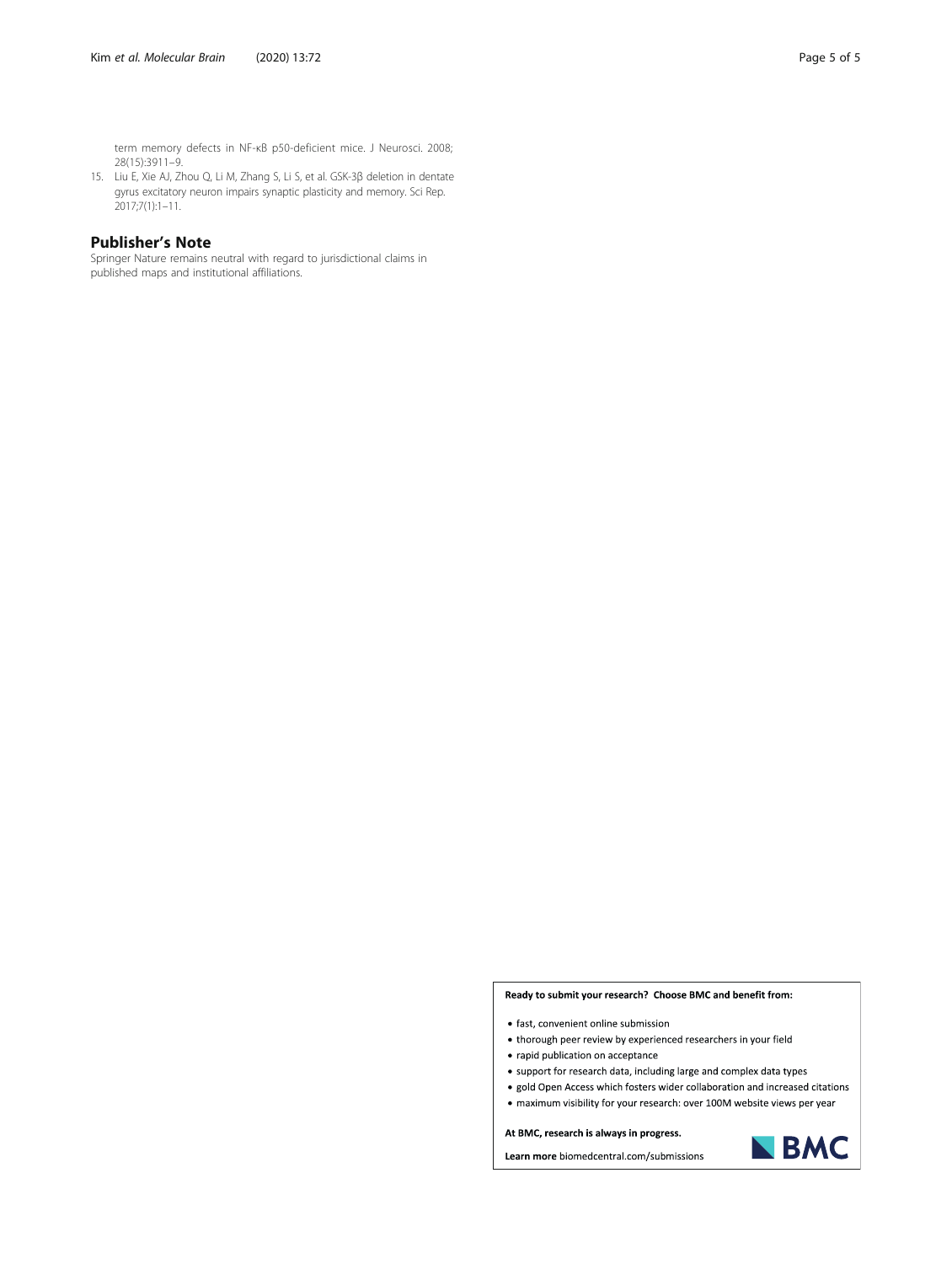term memory defects in NF-κB p50-deficient mice. J Neurosci. 2008; 28(15):3911–9.

15. Liu E, Xie AJ, Zhou Q, Li M, Zhang S, Li S, et al. GSK-3β deletion in dentate gyrus excitatory neuron impairs synaptic plasticity and memory. Sci Rep. 2017;7(1):1–11.

## Publisher's Note

Springer Nature remains neutral with regard to jurisdictional claims in published maps and institutional affiliations.

**Ready to submit your research? Choose BMC and benefit from:**

- fast, convenient online submission
- thorough peer review by experienced researchers in your field
- rapid publication on acceptance
- support for research data, including large and complex data types
- gold Open Access which fosters wider collaboration and increased citations
- maximum visibility for your research: over 100M website views per year

**At BMC, research is always in progress.**

**Learn more** biomedcentral.com/submissions

BMC